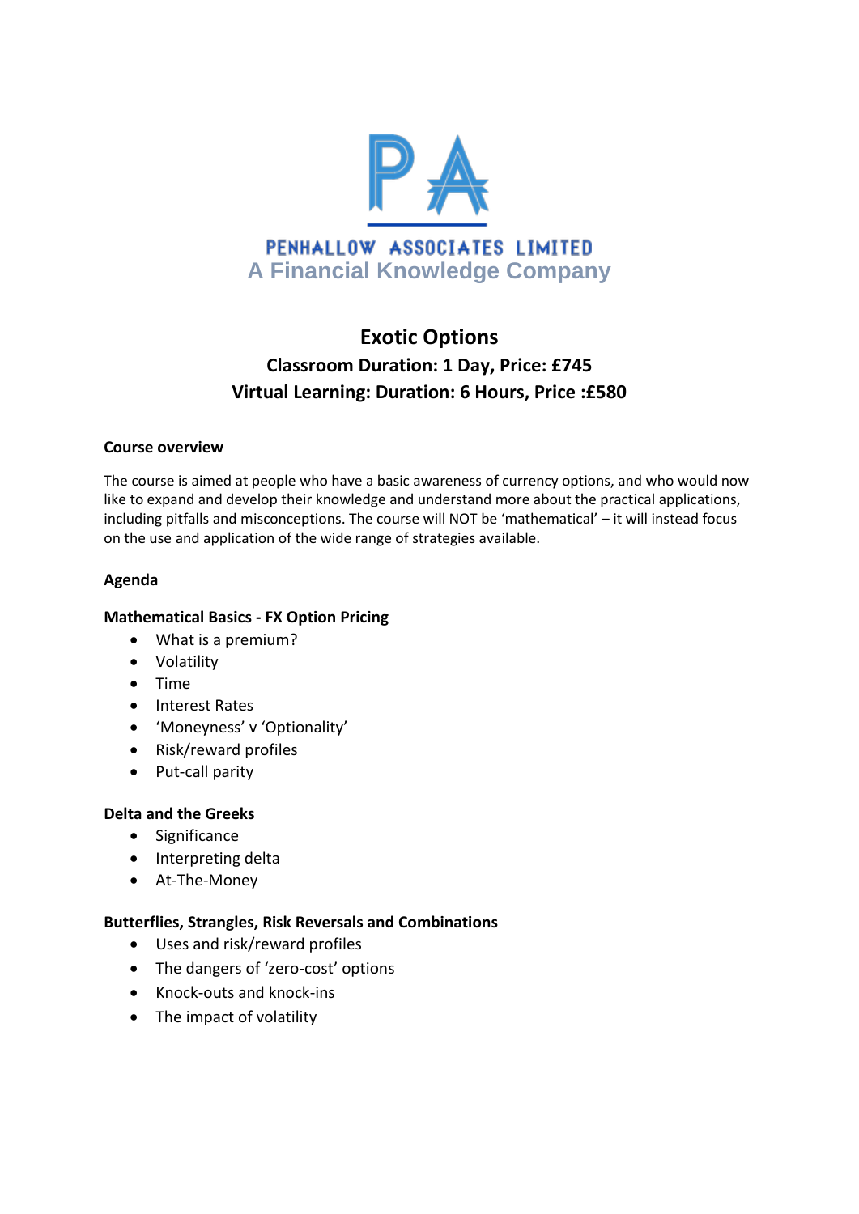PENHALLOW ASSOCIATES LIMITED

A Financial Knowledge Company

# Exotic Options

## Classroom Duration: 1 Day, Price: £745

## Virtual Learning: Duration: 6 Hours, Price :£580

### Course overview

The course is aimed at people who have a basic awareness of currency options, and who would now like to expand and develop their knowledge and understand more about the practical applications, including pitfalls and misconceptions. The course will NOT be 'mathematical' – it will instead focus on the use and application of the wide range of strategies available.

### Agenda

**Mathematical Basics - FX Option Pricing**

- What is a premium?
- Volatility
- Time
- Interest Rates
- 'Moneyness' v 'Optionality'
- Risk/reward profiles
- Put-call parity

**Delta and the Greeks**

- Significance
- Interpreting delta
- At-The-Money

**Butterflies, Strangles, Risk Reversals and Combinations**

- Uses and risk/reward profiles
- The dangers of 'zero-cost' options
- Knock-outs and knock-ins
- The impact of volatility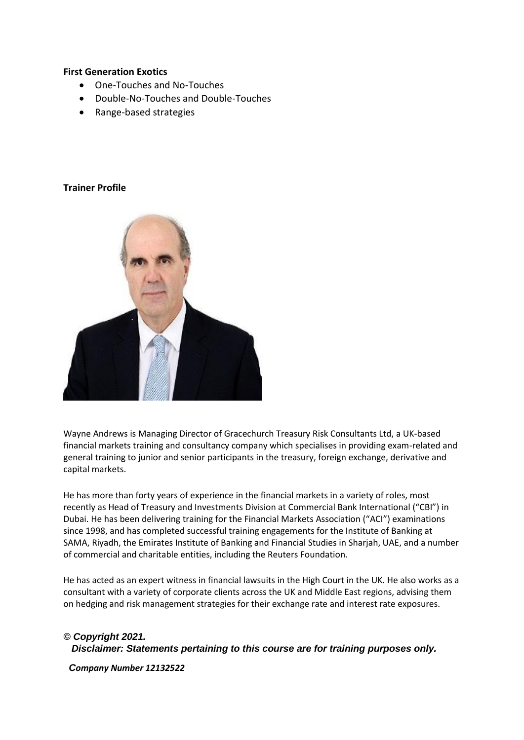**First Generation Exotics**

- One-Touches and No-Touches
- Double-No-Touches and Double-Touches
- Range-based strategies

**Trainer Profile**

Wayne Andrews is Managing Director of Gracechurch Treasury Risk Consultants Ltd, a UK-based financial markets training and consultancy company which specialises in providing exam-related and general training to junior and senior participants in the treasury, foreign exchange, derivative and capital markets.

He has more than forty years of experience in the financial markets in a variety of roles, most recently as Head of Treasury and Investments Division at Commercial Bank International ("CBI") in Dubai. He has been delivering training for the Financial Markets Association ("ACI") examinations since 1998, and has completed successful training engagements for the Institute of Banking at SAMA, Riyadh, the Emirates Institute of Banking and Financial Studies in Sharjah, UAE, and a number of commercial and charitable entities, including the Reuters Foundation.

He has acted as an expert witness in financial lawsuits in the High Court in the UK. He also works as a consultant with a variety of corporate clients across the UK and Middle East regions, advising them on hedging and risk management strategies for their exchange rate and interest rate exposures.

***© Copyright 2021.***

***Disclaimer: Statements pertaining to this course are for training purposes only.***

***Company Number 12132522***